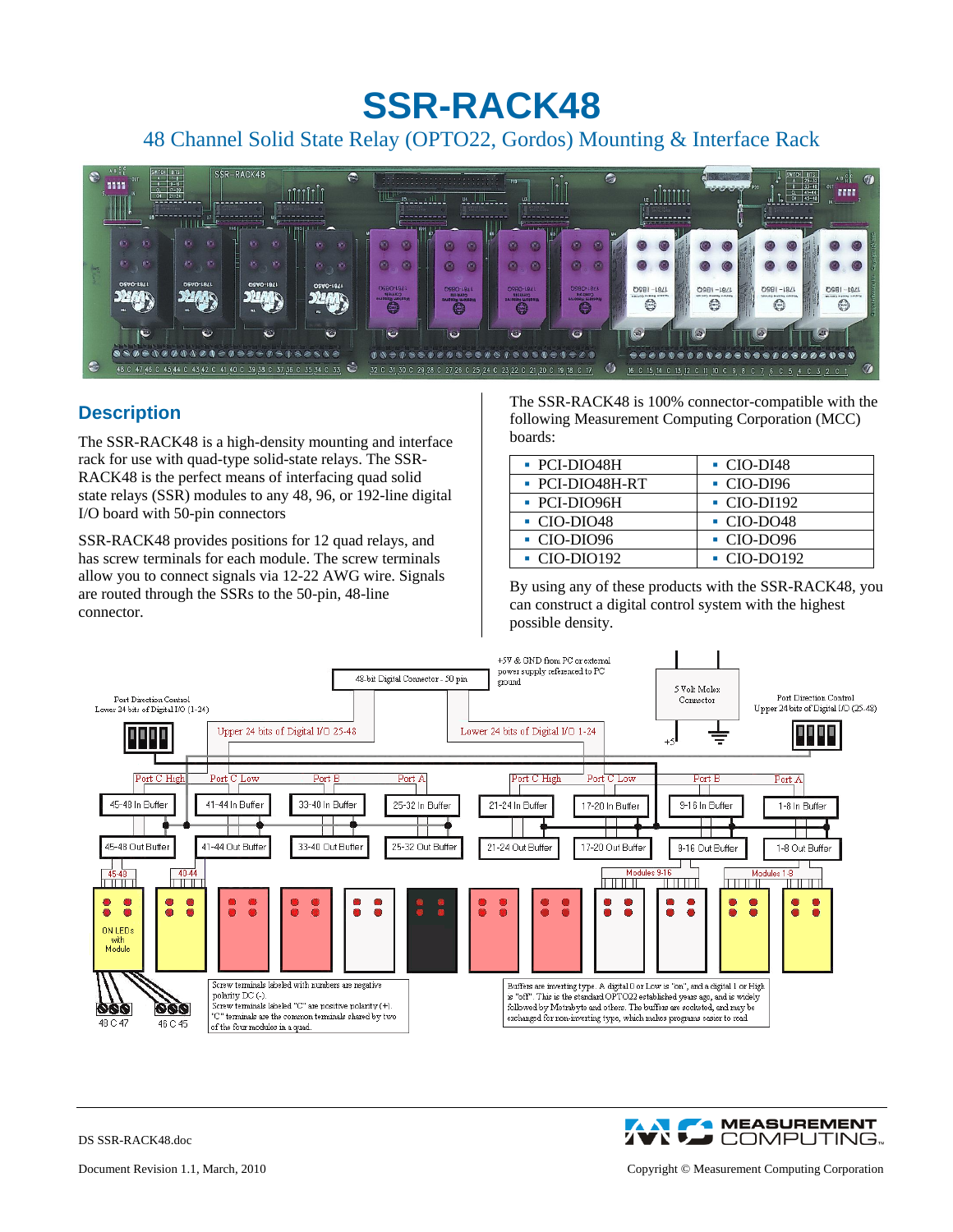# SSR-RACK48

48 Channel Solid State Relay (OPTO22, Gordos) Mounting & Interface Rack

## Description

The SSR-RACK48 is a high-density mounting and interface rack for use with quad-type solid-state relays. The SSR-RACK48 is the perfect means of interfacing quad solid state relays (SSR) modules to any 48, 96, or 192-line digital I/O board with 50-pin connectors

SSR-RACK48 provides positions for 12 quad relays, and has screw terminals for each module. The screw terminals allow you to connect signals via 12-22 AWG wire. Signals are routed through the SSRs to the 50-pin, 48-line connector.

The SSR-RACK48 is 100% connector-compatible with the following Measurement Computing Corporation (MCC) boards:

| | |
|---|---|
| ▪ PCI-DIO48H | ▪ CIO-DI48 |
| ▪ PCI-DIO48H-RT | ▪ CIO-DI96 |
| ▪ PCI-DIO96H | ▪ CIO-DI192 |
| ▪ CIO-DIO48 | ▪ CIO-DO48 |
| ▪ CIO-DIO96 | ▪ CIO-DO96 |
| ▪ CIO-DIO192 | ▪ CIO-DO192 |

By using any of these products with the SSR-RACK48, you can construct a digital control system with the highest possible density.

Screw terminals labeled with numbers are negative polarity DC (-). Screw terminals labeled "C" are positive polarity (+). "C" terminals are the common terminals shared by two of the four modules in a quad.

Buffers are inverting type. A digital 0 or Low is "on", and a digital 1 or High is "off". This is the standard OPTO22 established years ago, and is widely followed by Metrabyte and others. The buffers are socketed, and may be exchanged for non-inverting type, which makes programs easier to read

DS SSR-RACK48.doc

Document Revision 1.1, March, 2010

Copyright © Measurement Computing Corporation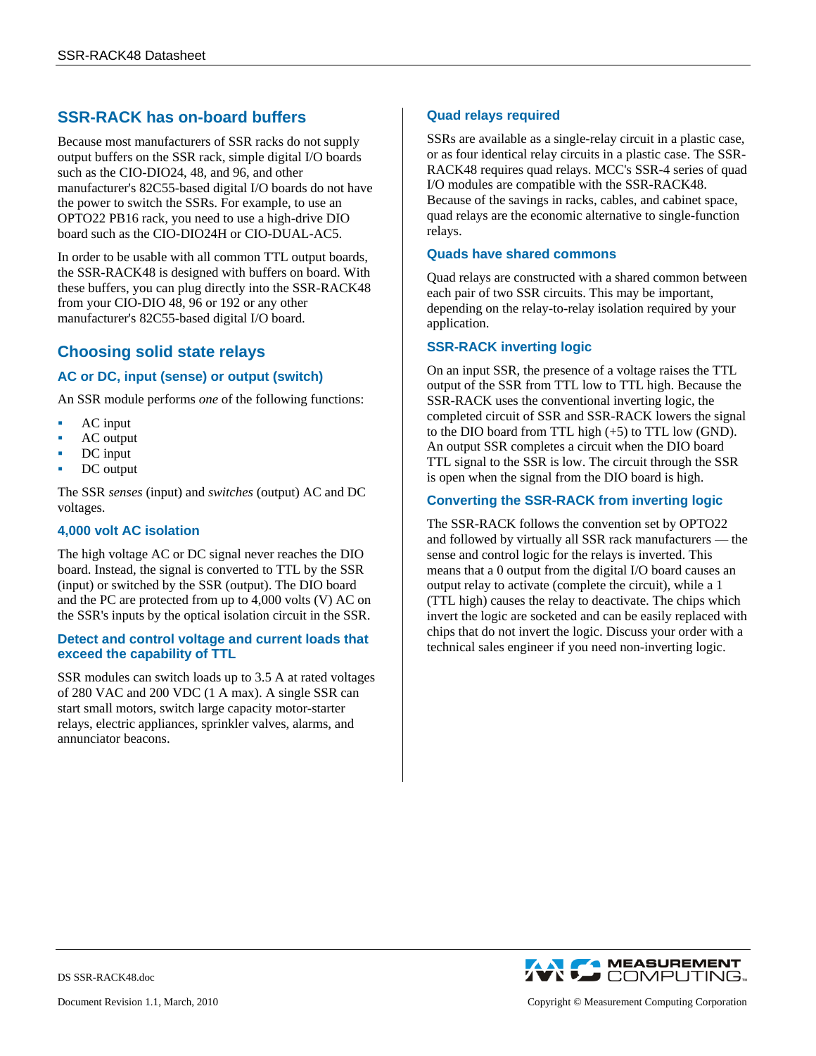## SSR-RACK has on-board buffers

Because most manufacturers of SSR racks do not supply output buffers on the SSR rack, simple digital I/O boards such as the CIO-DIO24, 48, and 96, and other manufacturer's 82C55-based digital I/O boards do not have the power to switch the SSRs. For example, to use an OPTO22 PB16 rack, you need to use a high-drive DIO board such as the CIO-DIO24H or CIO-DUAL-AC5.

In order to be usable with all common TTL output boards, the SSR-RACK48 is designed with buffers on board. With these buffers, you can plug directly into the SSR-RACK48 from your CIO-DIO 48, 96 or 192 or any other manufacturer's 82C55-based digital I/O board.

## Choosing solid state relays

### AC or DC, input (sense) or output (switch)

An SSR module performs *one* of the following functions:

- AC input
- AC output
- DC input
- DC output

The SSR *senses* (input) and *switches* (output) AC and DC voltages.

### 4,000 volt AC isolation

The high voltage AC or DC signal never reaches the DIO board. Instead, the signal is converted to TTL by the SSR (input) or switched by the SSR (output). The DIO board and the PC are protected from up to 4,000 volts (V) AC on the SSR's inputs by the optical isolation circuit in the SSR.

### Detect and control voltage and current loads that exceed the capability of TTL

SSR modules can switch loads up to 3.5 A at rated voltages of 280 VAC and 200 VDC (1 A max). A single SSR can start small motors, switch large capacity motor-starter relays, electric appliances, sprinkler valves, alarms, and annunciator beacons.

### Quad relays required

SSRs are available as a single-relay circuit in a plastic case, or as four identical relay circuits in a plastic case. The SSR-RACK48 requires quad relays. MCC's SSR-4 series of quad I/O modules are compatible with the SSR-RACK48. Because of the savings in racks, cables, and cabinet space, quad relays are the economic alternative to single-function relays.

### Quads have shared commons

Quad relays are constructed with a shared common between each pair of two SSR circuits. This may be important, depending on the relay-to-relay isolation required by your application.

### SSR-RACK inverting logic

On an input SSR, the presence of a voltage raises the TTL output of the SSR from TTL low to TTL high. Because the SSR-RACK uses the conventional inverting logic, the completed circuit of SSR and SSR-RACK lowers the signal to the DIO board from TTL high (+5) to TTL low (GND). An output SSR completes a circuit when the DIO board TTL signal to the SSR is low. The circuit through the SSR is open when the signal from the DIO board is high.

### Converting the SSR-RACK from inverting logic

The SSR-RACK follows the convention set by OPTO22 and followed by virtually all SSR rack manufacturers — the sense and control logic for the relays is inverted. This means that a 0 output from the digital I/O board causes an output relay to activate (complete the circuit), while a 1 (TTL high) causes the relay to deactivate. The chips which invert the logic are socketed and can be easily replaced with chips that do not invert the logic. Discuss your order with a technical sales engineer if you need non-inverting logic.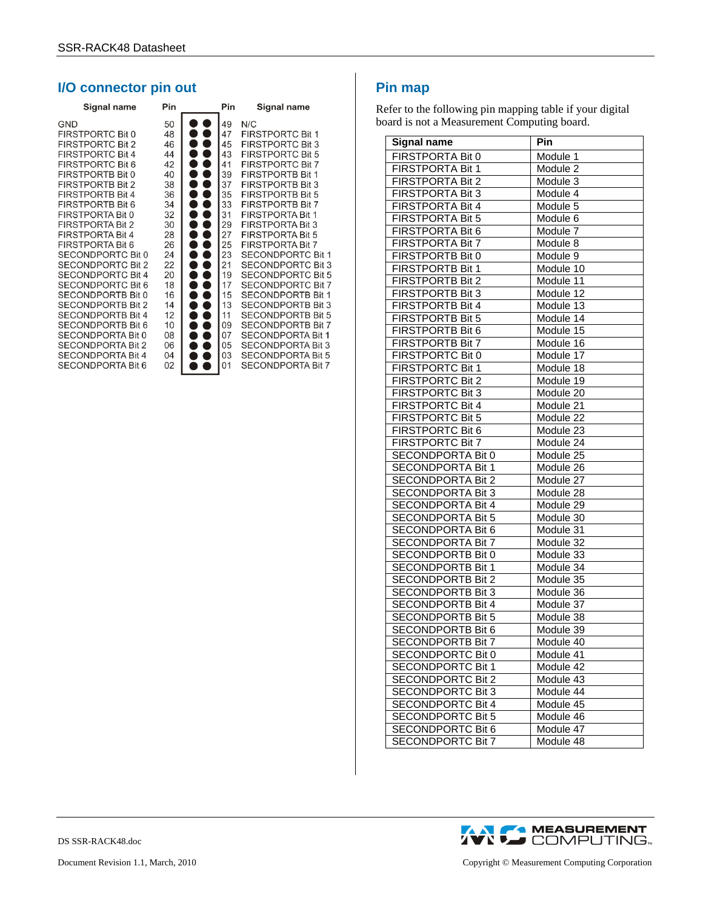## I/O connector pin out

| Signal name | Pin | Pin | Signal name |
|---|---|---|---|
| GND | 50 | 49 | N/C |
| FIRSTPORTC Bit 0 | 48 | 47 | FIRSTPORTC Bit 1 |
| FIRSTPORTC Bit 2 | 46 | 45 | FIRSTPORTC Bit 3 |
| FIRSTPORTC Bit 4 | 44 | 43 | FIRSTPORTC Bit 5 |
| FIRSTPORTC Bit 6 | 42 | 41 | FIRSTPORTC Bit 7 |
| FIRSTPORTB Bit 0 | 40 | 39 | FIRSTPORTB Bit 1 |
| FIRSTPORTB Bit 2 | 38 | 37 | FIRSTPORTB Bit 3 |
| FIRSTPORTB Bit 4 | 36 | 35 | FIRSTPORTB Bit 5 |
| FIRSTPORTB Bit 6 | 34 | 33 | FIRSTPORTB Bit 7 |
| FIRSTPORTA Bit 0 | 32 | 31 | FIRSTPORTA Bit 1 |
| FIRSTPORTA Bit 2 | 30 | 29 | FIRSTPORTA Bit 3 |
| FIRSTPORTA Bit 4 | 28 | 27 | FIRSTPORTA Bit 5 |
| FIRSTPORTA Bit 6 | 26 | 25 | FIRSTPORTA Bit 7 |
| SECONDPORTC Bit 0 | 24 | 23 | SECONDPORTC Bit 1 |
| SECONDPORTC Bit 2 | 22 | 21 | SECONDPORTC Bit 3 |
| SECONDPORTC Bit 4 | 20 | 19 | SECONDPORTC Bit 5 |
| SECONDPORTC Bit 6 | 18 | 17 | SECONDPORTC Bit 7 |
| SECONDPORTB Bit 0 | 16 | 15 | SECONDPORTB Bit 1 |
| SECONDPORTB Bit 2 | 14 | 13 | SECONDPORTB Bit 3 |
| SECONDPORTB Bit 4 | 12 | 11 | SECONDPORTB Bit 5 |
| SECONDPORTB Bit 6 | 10 | 09 | SECONDPORTB Bit 7 |
| SECONDPORTA Bit 0 | 08 | 07 | SECONDPORTA Bit 1 |
| SECONDPORTA Bit 2 | 06 | 05 | SECONDPORTA Bit 3 |
| SECONDPORTA Bit 4 | 04 | 03 | SECONDPORTA Bit 5 |
| SECONDPORTA Bit 6 | 02 | 01 | SECONDPORTA Bit 7 |

## Pin map

Refer to the following pin mapping table if your digital board is not a Measurement Computing board.

| Signal name | Pin |
|---|---|
| FIRSTPORTA Bit 0 | Module 1 |
| FIRSTPORTA Bit 1 | Module 2 |
| FIRSTPORTA Bit 2 | Module 3 |
| FIRSTPORTA Bit 3 | Module 4 |
| FIRSTPORTA Bit 4 | Module 5 |
| FIRSTPORTA Bit 5 | Module 6 |
| FIRSTPORTA Bit 6 | Module 7 |
| FIRSTPORTA Bit 7 | Module 8 |
| FIRSTPORTB Bit 0 | Module 9 |
| FIRSTPORTB Bit 1 | Module 10 |
| FIRSTPORTB Bit 2 | Module 11 |
| FIRSTPORTB Bit 3 | Module 12 |
| FIRSTPORTB Bit 4 | Module 13 |
| FIRSTPORTB Bit 5 | Module 14 |
| FIRSTPORTB Bit 6 | Module 15 |
| FIRSTPORTB Bit 7 | Module 16 |
| FIRSTPORTC Bit 0 | Module 17 |
| FIRSTPORTC Bit 1 | Module 18 |
| FIRSTPORTC Bit 2 | Module 19 |
| FIRSTPORTC Bit 3 | Module 20 |
| FIRSTPORTC Bit 4 | Module 21 |
| FIRSTPORTC Bit 5 | Module 22 |
| FIRSTPORTC Bit 6 | Module 23 |
| FIRSTPORTC Bit 7 | Module 24 |
| SECONDPORTA Bit 0 | Module 25 |
| SECONDPORTA Bit 1 | Module 26 |
| SECONDPORTA Bit 2 | Module 27 |
| SECONDPORTA Bit 3 | Module 28 |
| SECONDPORTA Bit 4 | Module 29 |
| SECONDPORTA Bit 5 | Module 30 |
| SECONDPORTA Bit 6 | Module 31 |
| SECONDPORTA Bit 7 | Module 32 |
| SECONDPORTB Bit 0 | Module 33 |
| SECONDPORTB Bit 1 | Module 34 |
| SECONDPORTB Bit 2 | Module 35 |
| SECONDPORTB Bit 3 | Module 36 |
| SECONDPORTB Bit 4 | Module 37 |
| SECONDPORTB Bit 5 | Module 38 |
| SECONDPORTB Bit 6 | Module 39 |
| SECONDPORTB Bit 7 | Module 40 |
| SECONDPORTC Bit 0 | Module 41 |
| SECONDPORTC Bit 1 | Module 42 |
| SECONDPORTC Bit 2 | Module 43 |
| SECONDPORTC Bit 3 | Module 44 |
| SECONDPORTC Bit 4 | Module 45 |
| SECONDPORTC Bit 5 | Module 46 |
| SECONDPORTC Bit 6 | Module 47 |
| SECONDPORTC Bit 7 | Module 48 |

DS SSR-RACK48.doc

Document Revision 1.1, March, 2010

Copyright © Measurement Computing Corporation